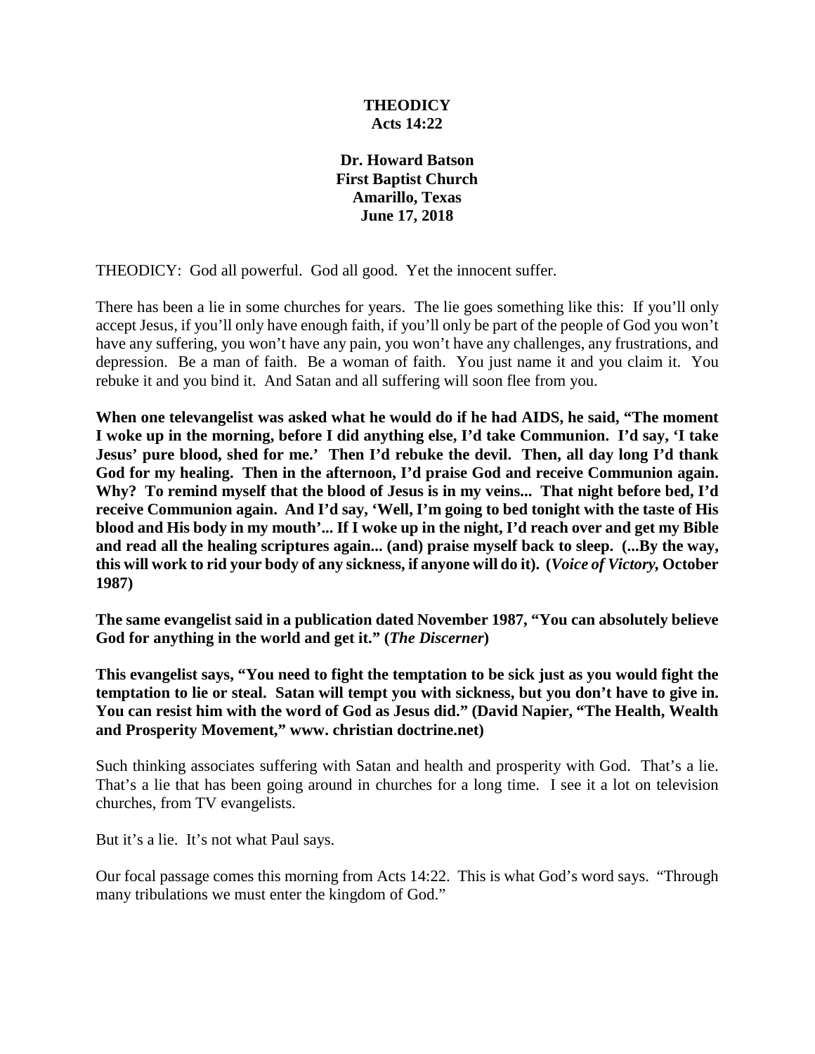**THEODICY**
**Acts 14:22**

**Dr. Howard Batson**
**First Baptist Church**
**Amarillo, Texas**
**June 17, 2018**

THEODICY: God all powerful. God all good. Yet the innocent suffer.

There has been a lie in some churches for years. The lie goes something like this: If you'll only accept Jesus, if you'll only have enough faith, if you'll only be part of the people of God you won't have any suffering, you won't have any pain, you won't have any challenges, any frustrations, and depression. Be a man of faith. Be a woman of faith. You just name it and you claim it. You rebuke it and you bind it. And Satan and all suffering will soon flee from you.

**When one televangelist was asked what he would do if he had AIDS, he said, "The moment I woke up in the morning, before I did anything else, I'd take Communion. I'd say, 'I take Jesus' pure blood, shed for me.' Then I'd rebuke the devil. Then, all day long I'd thank God for my healing. Then in the afternoon, I'd praise God and receive Communion again. Why? To remind myself that the blood of Jesus is in my veins... That night before bed, I'd receive Communion again. And I'd say, 'Well, I'm going to bed tonight with the taste of His blood and His body in my mouth'... If I woke up in the night, I'd reach over and get my Bible and read all the healing scriptures again... (and) praise myself back to sleep. (...By the way, this will work to rid your body of any sickness, if anyone will do it). (*Voice of Victory*, October 1987)**

**The same evangelist said in a publication dated November 1987, "You can absolutely believe God for anything in the world and get it." (*The Discerner*)**

**This evangelist says, "You need to fight the temptation to be sick just as you would fight the temptation to lie or steal. Satan will tempt you with sickness, but you don't have to give in. You can resist him with the word of God as Jesus did." (David Napier, "The Health, Wealth and Prosperity Movement," www. christian doctrine.net)**

Such thinking associates suffering with Satan and health and prosperity with God. That's a lie. That's a lie that has been going around in churches for a long time. I see it a lot on television churches, from TV evangelists.

But it's a lie. It's not what Paul says.

Our focal passage comes this morning from Acts 14:22. This is what God's word says. "Through many tribulations we must enter the kingdom of God."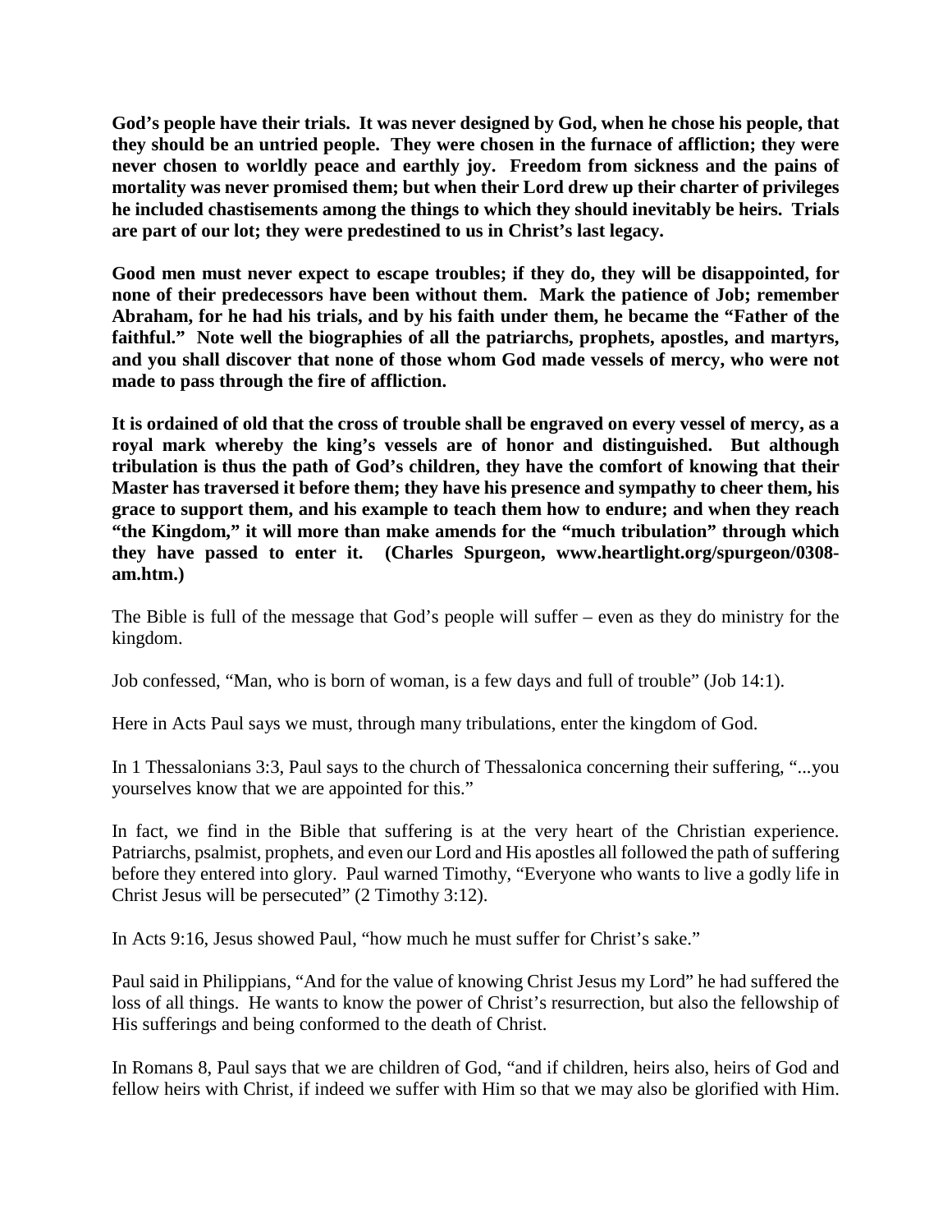**God's people have their trials. It was never designed by God, when he chose his people, that they should be an untried people. They were chosen in the furnace of affliction; they were never chosen to worldly peace and earthly joy. Freedom from sickness and the pains of mortality was never promised them; but when their Lord drew up their charter of privileges he included chastisements among the things to which they should inevitably be heirs. Trials are part of our lot; they were predestined to us in Christ's last legacy.**

**Good men must never expect to escape troubles; if they do, they will be disappointed, for none of their predecessors have been without them. Mark the patience of Job; remember Abraham, for he had his trials, and by his faith under them, he became the "Father of the faithful." Note well the biographies of all the patriarchs, prophets, apostles, and martyrs, and you shall discover that none of those whom God made vessels of mercy, who were not made to pass through the fire of affliction.**

**It is ordained of old that the cross of trouble shall be engraved on every vessel of mercy, as a royal mark whereby the king's vessels are of honor and distinguished. But although tribulation is thus the path of God's children, they have the comfort of knowing that their Master has traversed it before them; they have his presence and sympathy to cheer them, his grace to support them, and his example to teach them how to endure; and when they reach "the Kingdom," it will more than make amends for the "much tribulation" through which they have passed to enter it. (Charles Spurgeon, www.heartlight.org/spurgeon/0308-am.htm.)**

The Bible is full of the message that God's people will suffer – even as they do ministry for the kingdom.

Job confessed, "Man, who is born of woman, is a few days and full of trouble" (Job 14:1).

Here in Acts Paul says we must, through many tribulations, enter the kingdom of God.

In 1 Thessalonians 3:3, Paul says to the church of Thessalonica concerning their suffering, "...you yourselves know that we are appointed for this."

In fact, we find in the Bible that suffering is at the very heart of the Christian experience. Patriarchs, psalmist, prophets, and even our Lord and His apostles all followed the path of suffering before they entered into glory. Paul warned Timothy, "Everyone who wants to live a godly life in Christ Jesus will be persecuted" (2 Timothy 3:12).

In Acts 9:16, Jesus showed Paul, "how much he must suffer for Christ's sake."

Paul said in Philippians, "And for the value of knowing Christ Jesus my Lord" he had suffered the loss of all things. He wants to know the power of Christ's resurrection, but also the fellowship of His sufferings and being conformed to the death of Christ.

In Romans 8, Paul says that we are children of God, "and if children, heirs also, heirs of God and fellow heirs with Christ, if indeed we suffer with Him so that we may also be glorified with Him.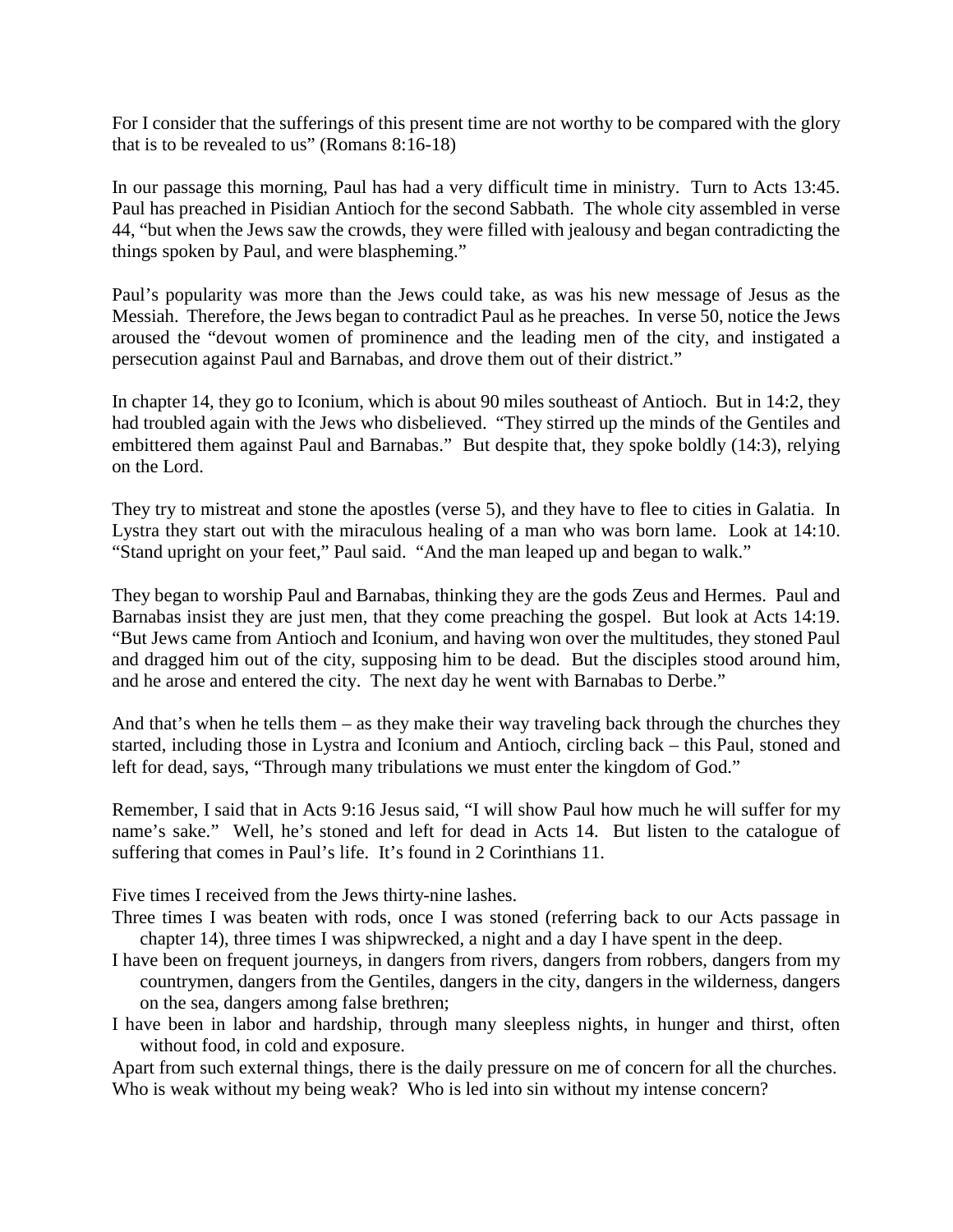For I consider that the sufferings of this present time are not worthy to be compared with the glory that is to be revealed to us" (Romans 8:16-18)

In our passage this morning, Paul has had a very difficult time in ministry. Turn to Acts 13:45. Paul has preached in Pisidian Antioch for the second Sabbath. The whole city assembled in verse 44, "but when the Jews saw the crowds, they were filled with jealousy and began contradicting the things spoken by Paul, and were blaspheming."

Paul's popularity was more than the Jews could take, as was his new message of Jesus as the Messiah. Therefore, the Jews began to contradict Paul as he preaches. In verse 50, notice the Jews aroused the "devout women of prominence and the leading men of the city, and instigated a persecution against Paul and Barnabas, and drove them out of their district."

In chapter 14, they go to Iconium, which is about 90 miles southeast of Antioch. But in 14:2, they had troubled again with the Jews who disbelieved. "They stirred up the minds of the Gentiles and embittered them against Paul and Barnabas." But despite that, they spoke boldly (14:3), relying on the Lord.

They try to mistreat and stone the apostles (verse 5), and they have to flee to cities in Galatia. In Lystra they start out with the miraculous healing of a man who was born lame. Look at 14:10. "Stand upright on your feet," Paul said. "And the man leaped up and began to walk."

They began to worship Paul and Barnabas, thinking they are the gods Zeus and Hermes. Paul and Barnabas insist they are just men, that they come preaching the gospel. But look at Acts 14:19. "But Jews came from Antioch and Iconium, and having won over the multitudes, they stoned Paul and dragged him out of the city, supposing him to be dead. But the disciples stood around him, and he arose and entered the city. The next day he went with Barnabas to Derbe."

And that's when he tells them – as they make their way traveling back through the churches they started, including those in Lystra and Iconium and Antioch, circling back – this Paul, stoned and left for dead, says, "Through many tribulations we must enter the kingdom of God."

Remember, I said that in Acts 9:16 Jesus said, "I will show Paul how much he will suffer for my name's sake." Well, he's stoned and left for dead in Acts 14. But listen to the catalogue of suffering that comes in Paul's life. It's found in 2 Corinthians 11.

Five times I received from the Jews thirty-nine lashes.
Three times I was beaten with rods, once I was stoned (referring back to our Acts passage in chapter 14), three times I was shipwrecked, a night and a day I have spent in the deep.
I have been on frequent journeys, in dangers from rivers, dangers from robbers, dangers from my countrymen, dangers from the Gentiles, dangers in the city, dangers in the wilderness, dangers on the sea, dangers among false brethren;
I have been in labor and hardship, through many sleepless nights, in hunger and thirst, often without food, in cold and exposure.
Apart from such external things, there is the daily pressure on me of concern for all the churches.
Who is weak without my being weak? Who is led into sin without my intense concern?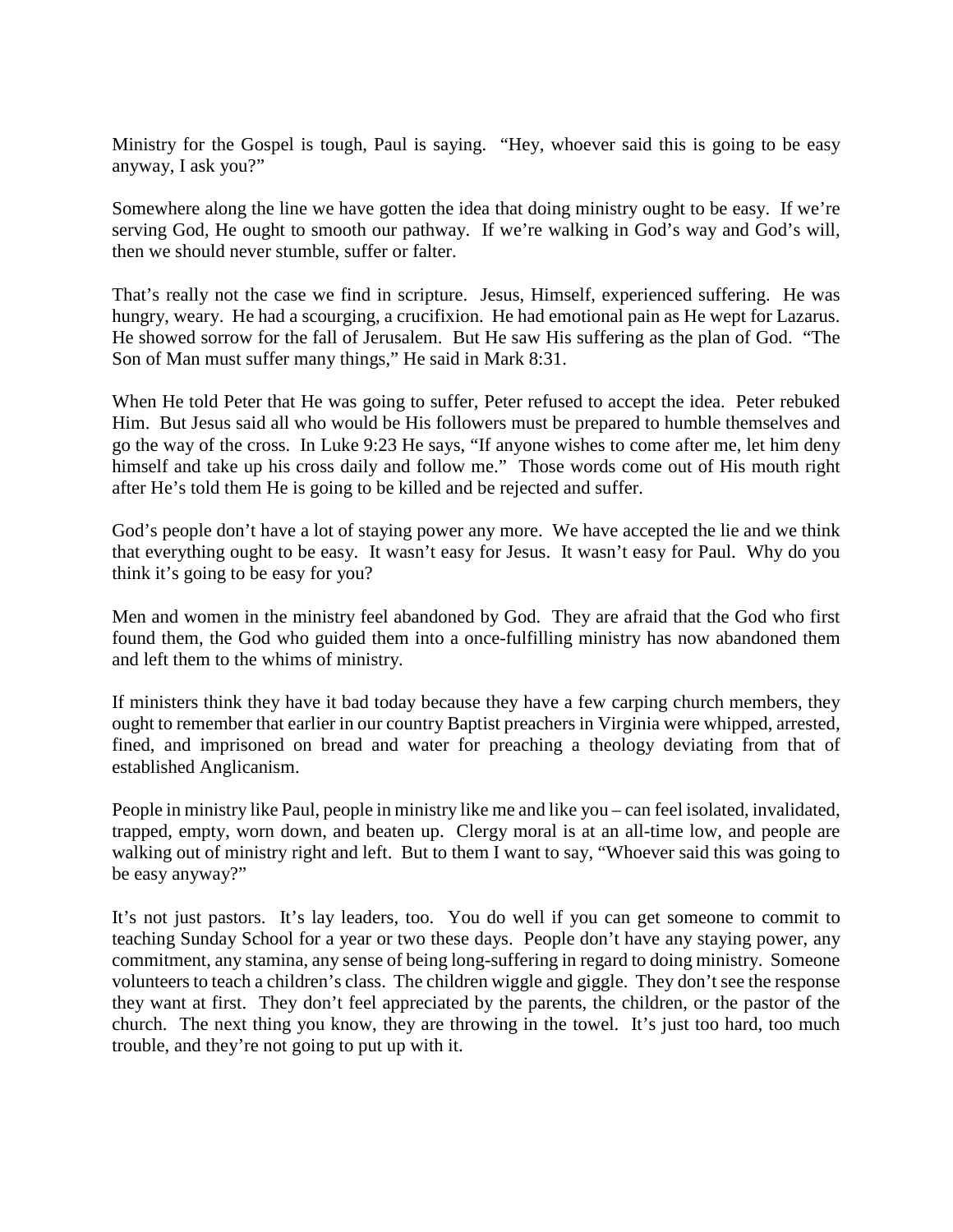Ministry for the Gospel is tough, Paul is saying. "Hey, whoever said this is going to be easy anyway, I ask you?"

Somewhere along the line we have gotten the idea that doing ministry ought to be easy. If we're serving God, He ought to smooth our pathway. If we're walking in God's way and God's will, then we should never stumble, suffer or falter.

That's really not the case we find in scripture. Jesus, Himself, experienced suffering. He was hungry, weary. He had a scourging, a crucifixion. He had emotional pain as He wept for Lazarus. He showed sorrow for the fall of Jerusalem. But He saw His suffering as the plan of God. "The Son of Man must suffer many things," He said in Mark 8:31.

When He told Peter that He was going to suffer, Peter refused to accept the idea. Peter rebuked Him. But Jesus said all who would be His followers must be prepared to humble themselves and go the way of the cross. In Luke 9:23 He says, "If anyone wishes to come after me, let him deny himself and take up his cross daily and follow me." Those words come out of His mouth right after He's told them He is going to be killed and be rejected and suffer.

God's people don't have a lot of staying power any more. We have accepted the lie and we think that everything ought to be easy. It wasn't easy for Jesus. It wasn't easy for Paul. Why do you think it's going to be easy for you?

Men and women in the ministry feel abandoned by God. They are afraid that the God who first found them, the God who guided them into a once-fulfilling ministry has now abandoned them and left them to the whims of ministry.

If ministers think they have it bad today because they have a few carping church members, they ought to remember that earlier in our country Baptist preachers in Virginia were whipped, arrested, fined, and imprisoned on bread and water for preaching a theology deviating from that of established Anglicanism.

People in ministry like Paul, people in ministry like me and like you – can feel isolated, invalidated, trapped, empty, worn down, and beaten up. Clergy moral is at an all-time low, and people are walking out of ministry right and left. But to them I want to say, "Whoever said this was going to be easy anyway?"

It's not just pastors. It's lay leaders, too. You do well if you can get someone to commit to teaching Sunday School for a year or two these days. People don't have any staying power, any commitment, any stamina, any sense of being long-suffering in regard to doing ministry. Someone volunteers to teach a children's class. The children wiggle and giggle. They don't see the response they want at first. They don't feel appreciated by the parents, the children, or the pastor of the church. The next thing you know, they are throwing in the towel. It's just too hard, too much trouble, and they're not going to put up with it.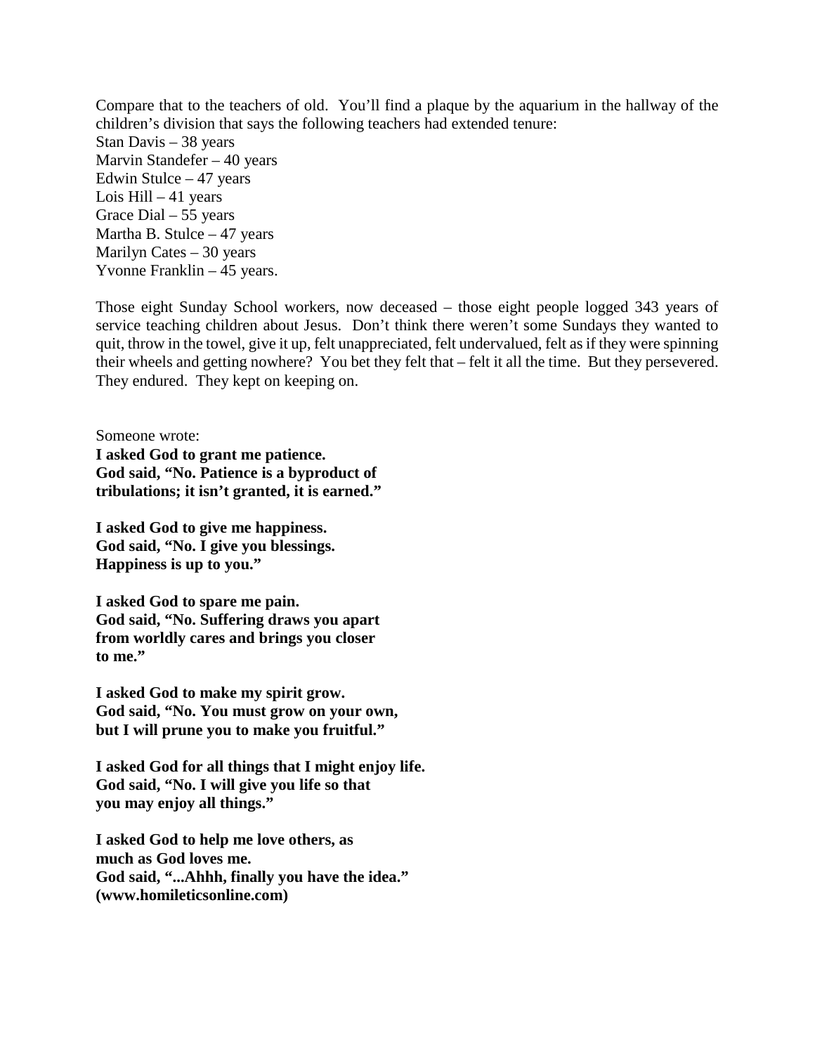Compare that to the teachers of old. You'll find a plaque by the aquarium in the hallway of the children's division that says the following teachers had extended tenure:
Stan Davis – 38 years
Marvin Standefer – 40 years
Edwin Stulce – 47 years
Lois Hill – 41 years
Grace Dial – 55 years
Martha B. Stulce – 47 years
Marilyn Cates – 30 years
Yvonne Franklin – 45 years.

Those eight Sunday School workers, now deceased – those eight people logged 343 years of service teaching children about Jesus. Don't think there weren't some Sundays they wanted to quit, throw in the towel, give it up, felt unappreciated, felt undervalued, felt as if they were spinning their wheels and getting nowhere? You bet they felt that – felt it all the time. But they persevered. They endured. They kept on keeping on.

Someone wrote:
**I asked God to grant me patience.
God said, "No. Patience is a byproduct of tribulations; it isn't granted, it is earned."**

**I asked God to give me happiness.
God said, "No. I give you blessings.
Happiness is up to you."**

**I asked God to spare me pain.
God said, "No. Suffering draws you apart from worldly cares and brings you closer to me."**

**I asked God to make my spirit grow.
God said, "No. You must grow on your own, but I will prune you to make you fruitful."**

**I asked God for all things that I might enjoy life.
God said, "No. I will give you life so that you may enjoy all things."**

**I asked God to help me love others, as much as God loves me.
God said, "...Ahhh, finally you have the idea."
(www.homileticsonline.com)**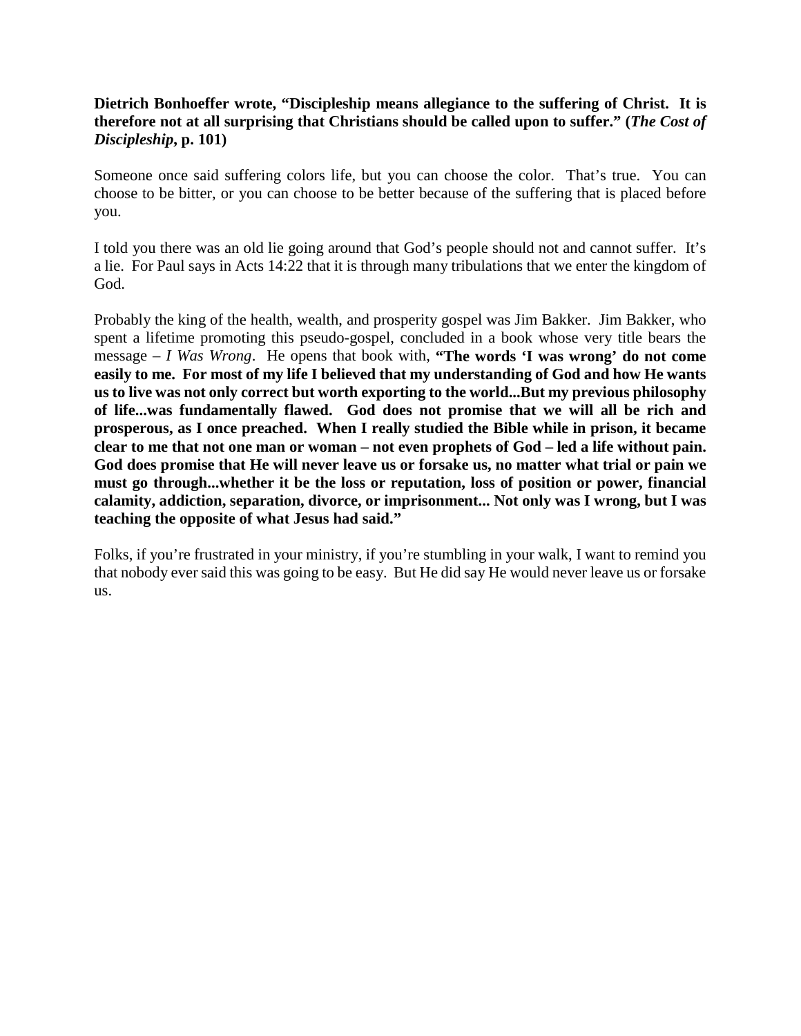**Dietrich Bonhoeffer wrote, "Discipleship means allegiance to the suffering of Christ. It is therefore not at all surprising that Christians should be called upon to suffer." (*The Cost of Discipleship*, p. 101)**

Someone once said suffering colors life, but you can choose the color. That's true. You can choose to be bitter, or you can choose to be better because of the suffering that is placed before you.

I told you there was an old lie going around that God's people should not and cannot suffer. It's a lie. For Paul says in Acts 14:22 that it is through many tribulations that we enter the kingdom of God.

Probably the king of the health, wealth, and prosperity gospel was Jim Bakker. Jim Bakker, who spent a lifetime promoting this pseudo-gospel, concluded in a book whose very title bears the message – *I Was Wrong*. He opens that book with, **"The words 'I was wrong' do not come easily to me. For most of my life I believed that my understanding of God and how He wants us to live was not only correct but worth exporting to the world...But my previous philosophy of life...was fundamentally flawed. God does not promise that we will all be rich and prosperous, as I once preached. When I really studied the Bible while in prison, it became clear to me that not one man or woman – not even prophets of God – led a life without pain. God does promise that He will never leave us or forsake us, no matter what trial or pain we must go through...whether it be the loss or reputation, loss of position or power, financial calamity, addiction, separation, divorce, or imprisonment... Not only was I wrong, but I was teaching the opposite of what Jesus had said."**

Folks, if you're frustrated in your ministry, if you're stumbling in your walk, I want to remind you that nobody ever said this was going to be easy. But He did say He would never leave us or forsake us.